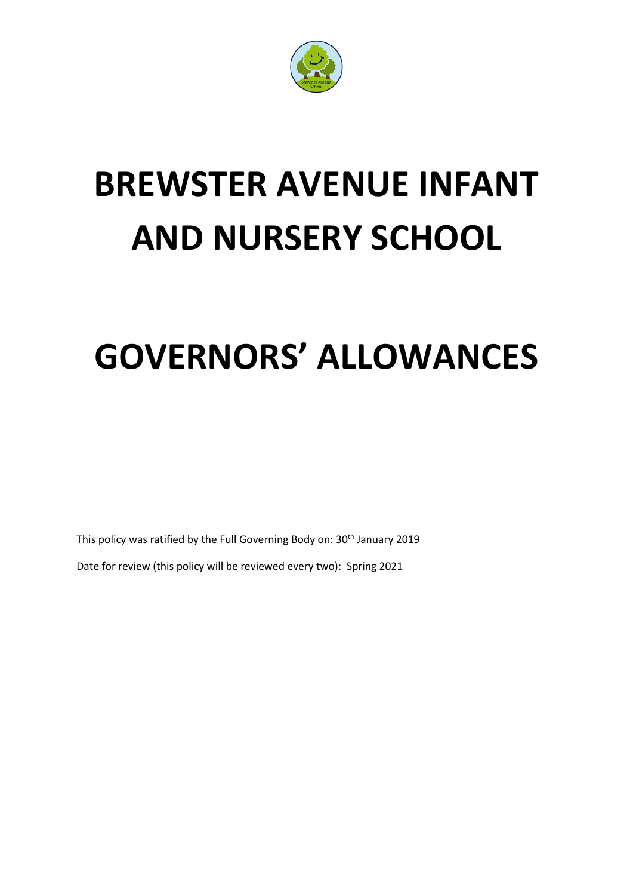# BREWSTER AVENUE INFANT AND NURSERY SCHOOL

# GOVERNORS' ALLOWANCES

This policy was ratified by the Full Governing Body on: 30th January 2019

Date for review (this policy will be reviewed every two): Spring 2021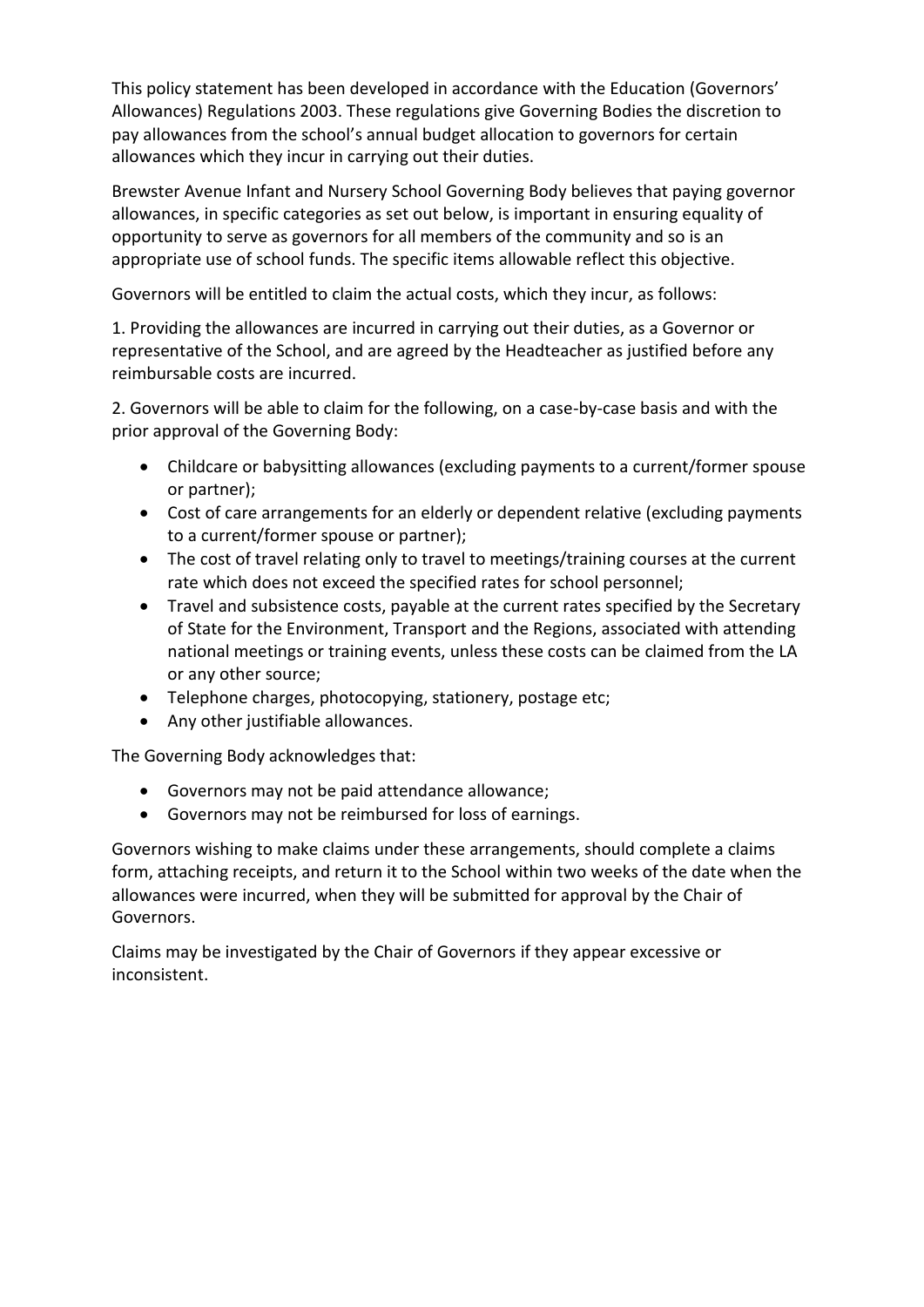This policy statement has been developed in accordance with the Education (Governors' Allowances) Regulations 2003. These regulations give Governing Bodies the discretion to pay allowances from the school's annual budget allocation to governors for certain allowances which they incur in carrying out their duties.

Brewster Avenue Infant and Nursery School Governing Body believes that paying governor allowances, in specific categories as set out below, is important in ensuring equality of opportunity to serve as governors for all members of the community and so is an appropriate use of school funds. The specific items allowable reflect this objective.

Governors will be entitled to claim the actual costs, which they incur, as follows:

1. Providing the allowances are incurred in carrying out their duties, as a Governor or representative of the School, and are agreed by the Headteacher as justified before any reimbursable costs are incurred.

2. Governors will be able to claim for the following, on a case-by-case basis and with the prior approval of the Governing Body:

- Childcare or babysitting allowances (excluding payments to a current/former spouse or partner);
- Cost of care arrangements for an elderly or dependent relative (excluding payments to a current/former spouse or partner);
- The cost of travel relating only to travel to meetings/training courses at the current rate which does not exceed the specified rates for school personnel;
- Travel and subsistence costs, payable at the current rates specified by the Secretary of State for the Environment, Transport and the Regions, associated with attending national meetings or training events, unless these costs can be claimed from the LA or any other source;
- Telephone charges, photocopying, stationery, postage etc;
- Any other justifiable allowances.

The Governing Body acknowledges that:

- Governors may not be paid attendance allowance;
- Governors may not be reimbursed for loss of earnings.

Governors wishing to make claims under these arrangements, should complete a claims form, attaching receipts, and return it to the School within two weeks of the date when the allowances were incurred, when they will be submitted for approval by the Chair of Governors.

Claims may be investigated by the Chair of Governors if they appear excessive or inconsistent.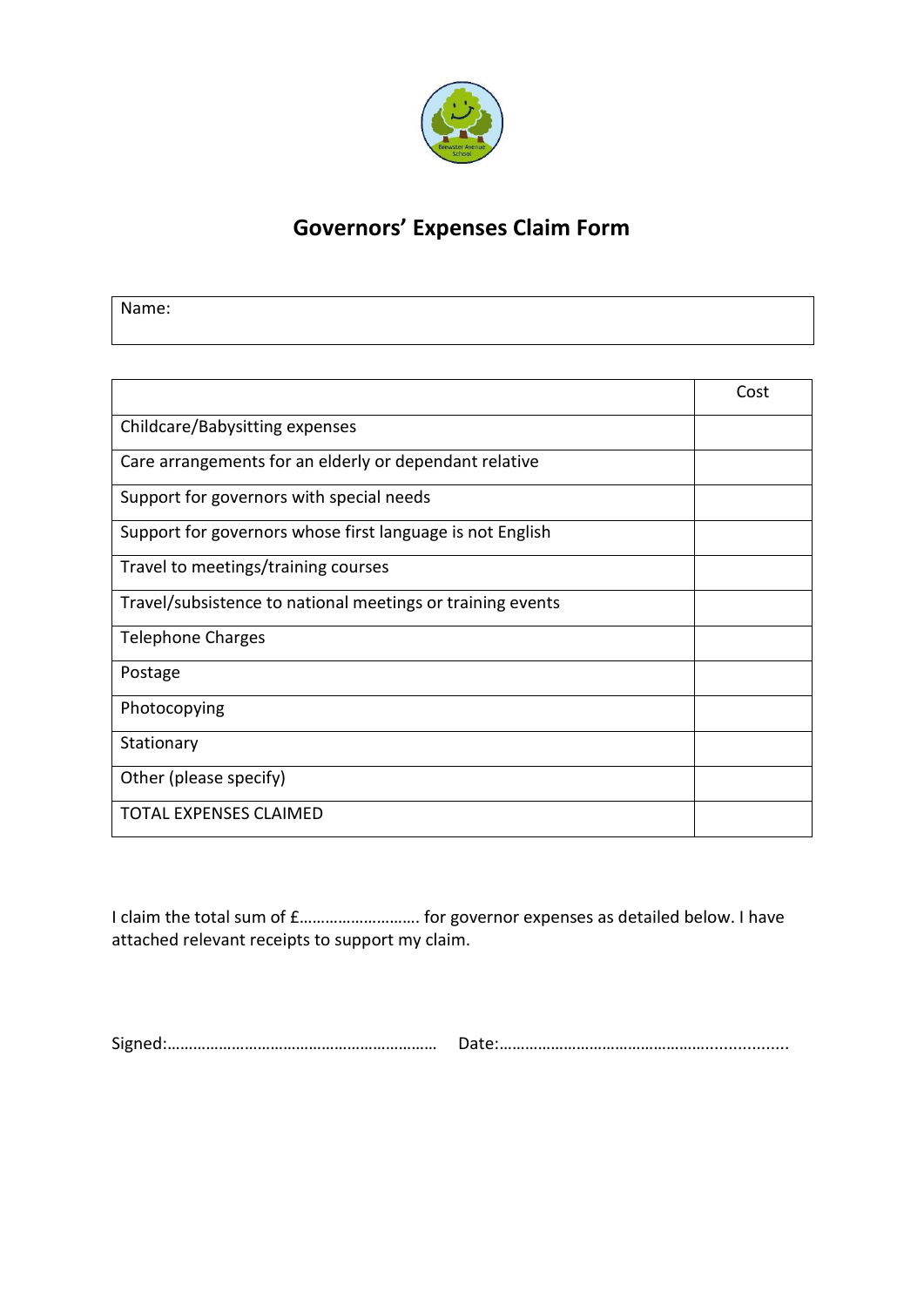# Governors' Expenses Claim Form

| Name: |
|---|

| | Cost |
|---|---|
| Childcare/Babysitting expenses | |
| Care arrangements for an elderly or dependant relative | |
| Support for governors with special needs | |
| Support for governors whose first language is not English | |
| Travel to meetings/training courses | |
| Travel/subsistence to national meetings or training events | |
| Telephone Charges | |
| Postage | |
| Photocopying | |
| Stationary | |
| Other (please specify) | |
| TOTAL EXPENSES CLAIMED | |

I claim the total sum of £………………………. for governor expenses as detailed below. I have attached relevant receipts to support my claim.

Signed:……………………………………………………… Date:………………………………………….................